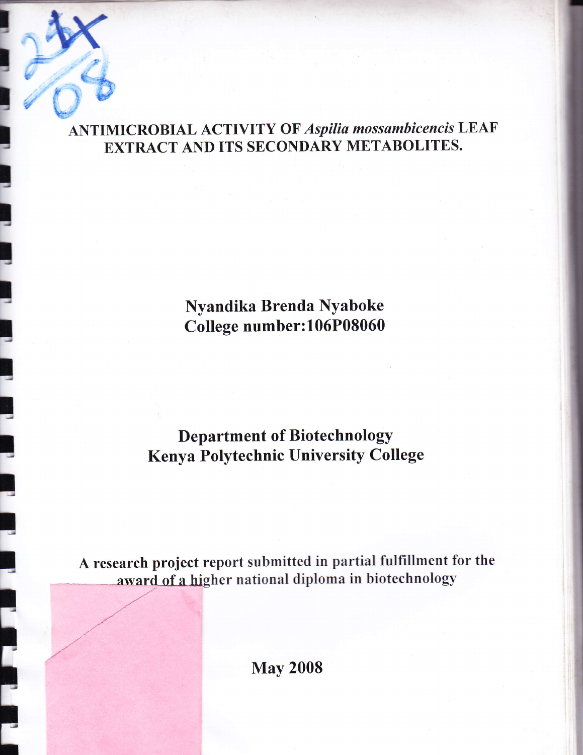# ANTIMICROBIAL ACTIVITY OF *Aspilia mossambicencis* LEAF EXTRACT AND ITS SECONDARY METABOLITES.

**Nyandika Brenda Nyaboke**
**College number:106P08060**

**Department of Biotechnology**
**Kenya Polytechnic University College**

A research project report submitted in partial fulfillment for the award of a higher national diploma in biotechnology

**May 2008**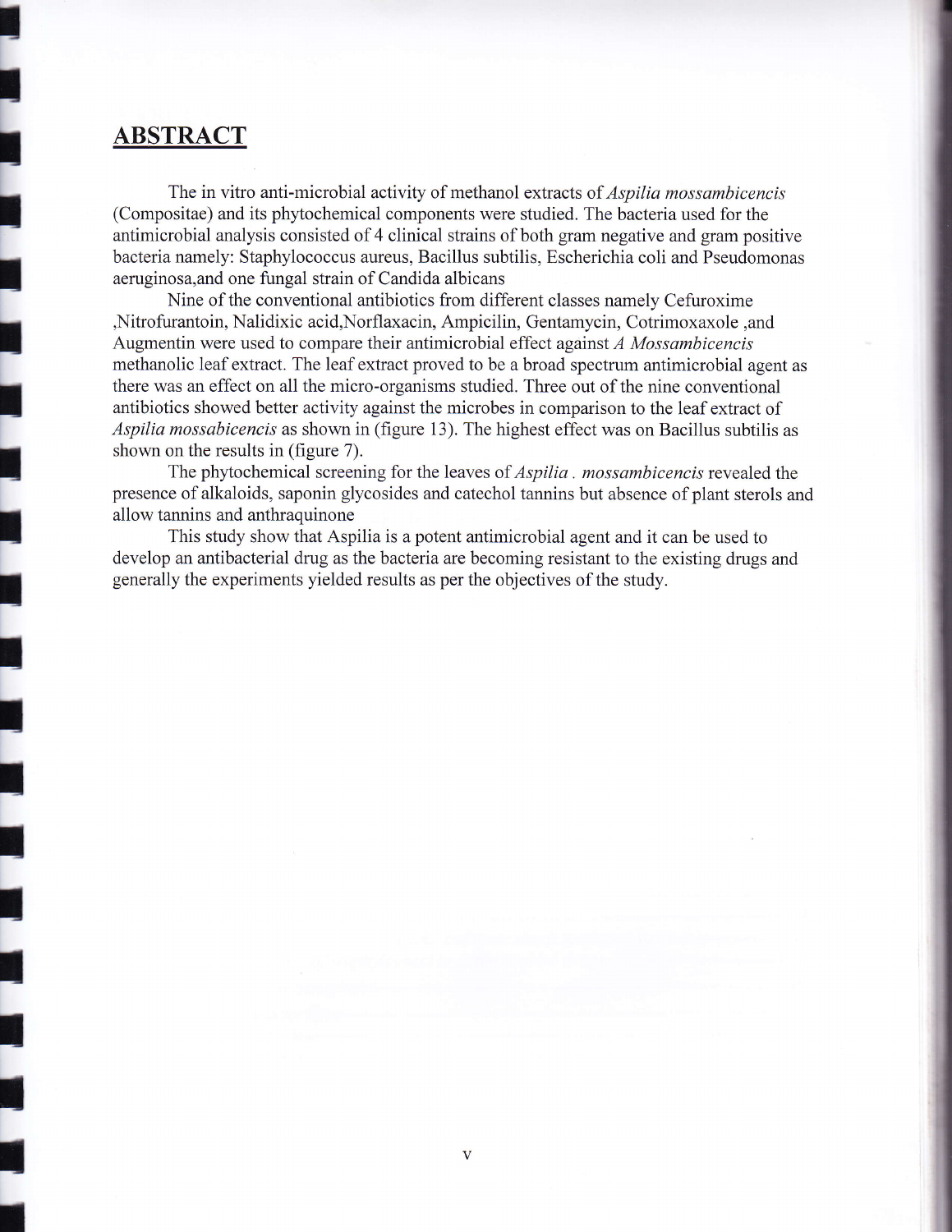## ABSTRACT

The in vitro anti-microbial activity of methanol extracts of *Aspilia mossambicencis* (Compositae) and its phytochemical components were studied. The bacteria used for the antimicrobial analysis consisted of 4 clinical strains of both gram negative and gram positive bacteria namely: Staphylococcus aureus, Bacillus subtilis, Escherichia coli and Pseudomonas aeruginosa,and one fungal strain of Candida albicans

Nine of the conventional antibiotics from different classes namely Cefuroxime ,Nitrofurantoin, Nalidixic acid,Norflaxacin, Ampicilin, Gentamycin, Cotrimoxaxole ,and Augmentin were used to compare their antimicrobial effect against *A Mossambicencis* methanolic leaf extract. The leaf extract proved to be a broad spectrum antimicrobial agent as there was an effect on all the micro-organisms studied. Three out of the nine conventional antibiotics showed better activity against the microbes in comparison to the leaf extract of *Aspilia mossabicencis* as shown in (figure 13). The highest effect was on Bacillus subtilis as shown on the results in (figure 7).

The phytochemical screening for the leaves of *Aspilia . mossambicencis* revealed the presence of alkaloids, saponin glycosides and catechol tannins but absence of plant sterols and allow tannins and anthraquinone

This study show that Aspilia is a potent antimicrobial agent and it can be used to develop an antibacterial drug as the bacteria are becoming resistant to the existing drugs and generally the experiments yielded results as per the objectives of the study.